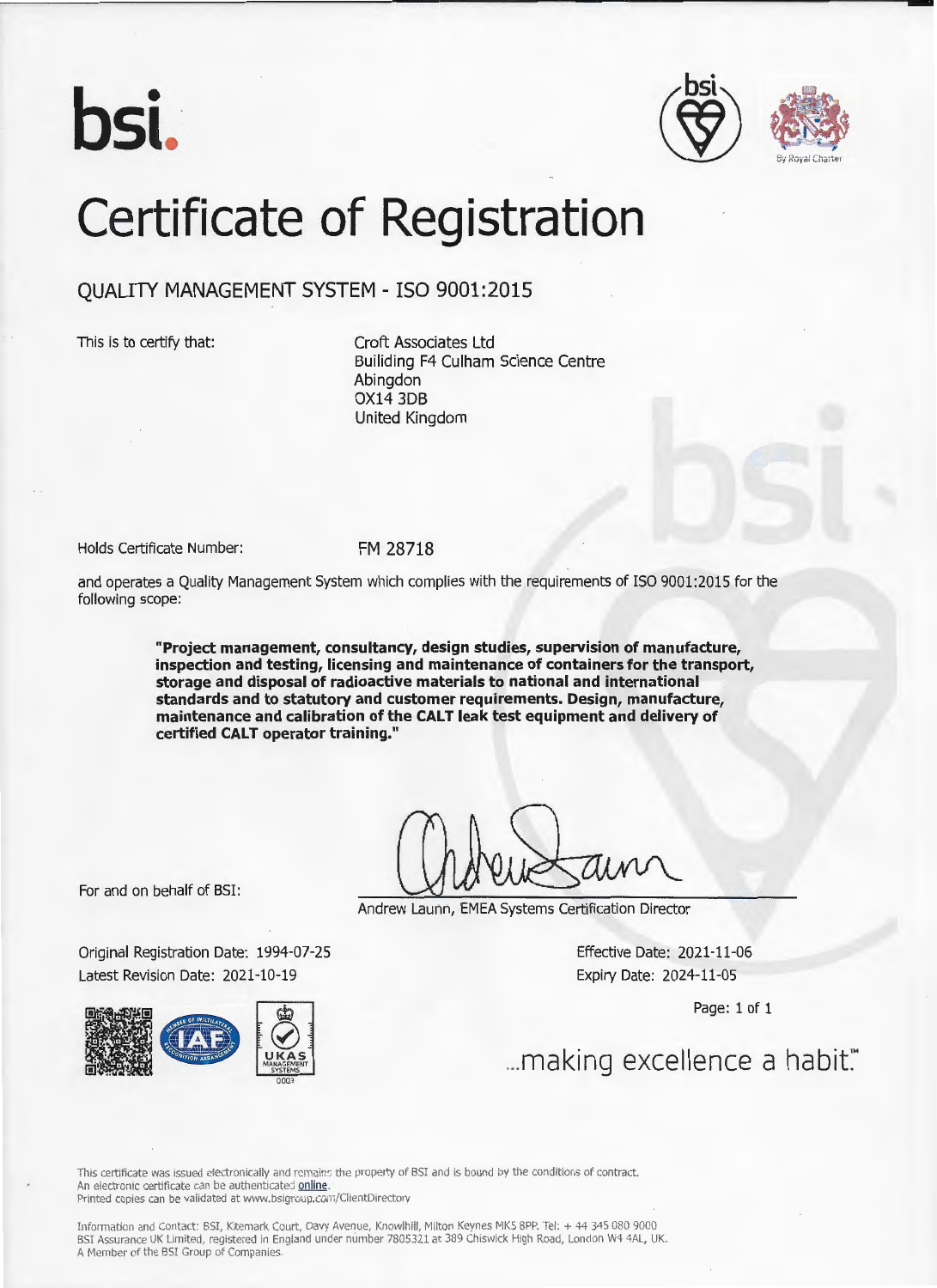bsi.

By Royal Charter

# Certificate of Registration

## QUALITY MANAGEMENT SYSTEM - ISO 9001:2015

This is to certify that:

Croft Associates Ltd
Builiding F4 Culham Science Centre
Abingdon
OX14 3DB
United Kingdom

Holds Certificate Number: FM 28718

and operates a Quality Management System which complies with the requirements of ISO 9001:2015 for the following scope:

**"Project management, consultancy, design studies, supervision of manufacture, inspection and testing, licensing and maintenance of containers for the transport, storage and disposal of radioactive materials to national and international standards and to statutory and customer requirements. Design, manufacture, maintenance and calibration of the CALT leak test equipment and delivery of certified CALT operator training."**

For and on behalf of BSI:

Andrew Launn, EMEA Systems Certification Director

Original Registration Date: 1994-07-25
Latest Revision Date: 2021-10-19

Effective Date: 2021-11-06
Expiry Date: 2024-11-05

UKAS MANAGEMENT SYSTEMS 0003

...making excellence a habit.™

This certificate was issued electronically and remains the property of BSI and is bound by the conditions of contract.
An electronic certificate can be authenticated **online**.
Printed copies can be validated at www.bsigroup.com/ClientDirectory

Information and Contact: BSI, Kitemark Court, Davy Avenue, Knowlhill, Milton Keynes MK5 8PP. Tel: + 44 345 080 9000
BSI Assurance UK Limited, registered in England under number 7805321 at 389 Chiswick High Road, London W4 4AL, UK.
A Member of the BSI Group of Companies.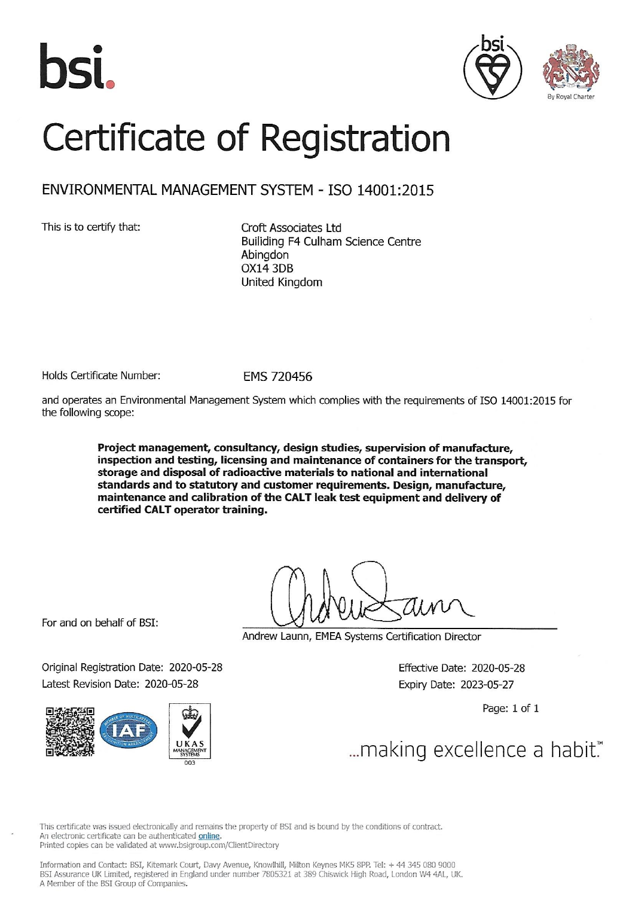bsi.

By Royal Charter

# Certificate of Registration

## ENVIRONMENTAL MANAGEMENT SYSTEM - ISO 14001:2015

This is to certify that:

Croft Associates Ltd
Builiding F4 Culham Science Centre
Abingdon
OX14 3DB
United Kingdom

Holds Certificate Number: EMS 720456

and operates an Environmental Management System which complies with the requirements of ISO 14001:2015 for the following scope:

**Project management, consultancy, design studies, supervision of manufacture, inspection and testing, licensing and maintenance of containers for the transport, storage and disposal of radioactive materials to national and international standards and to statutory and customer requirements. Design, manufacture, maintenance and calibration of the CALT leak test equipment and delivery of certified CALT operator training.**

For and on behalf of BSI:

Andrew Launn, EMEA Systems Certification Director

Original Registration Date: 2020-05-28
Latest Revision Date: 2020-05-28

Effective Date: 2020-05-28
Expiry Date: 2023-05-27

Page: 1 of 1

UKAS MANAGEMENT SYSTEMS 003

...making excellence a habit.™

This certificate was issued electronically and remains the property of BSI and is bound by the conditions of contract.
An electronic certificate can be authenticated online.
Printed copies can be validated at www.bsigroup.com/ClientDirectory

Information and Contact: BSI, Kitemark Court, Davy Avenue, Knowlhill, Milton Keynes MK5 8PP. Tel: + 44 345 080 9000
BSI Assurance UK Limited, registered in England under number 7805321 at 389 Chiswick High Road, London W4 4AL, UK.
A Member of the BSI Group of Companies.